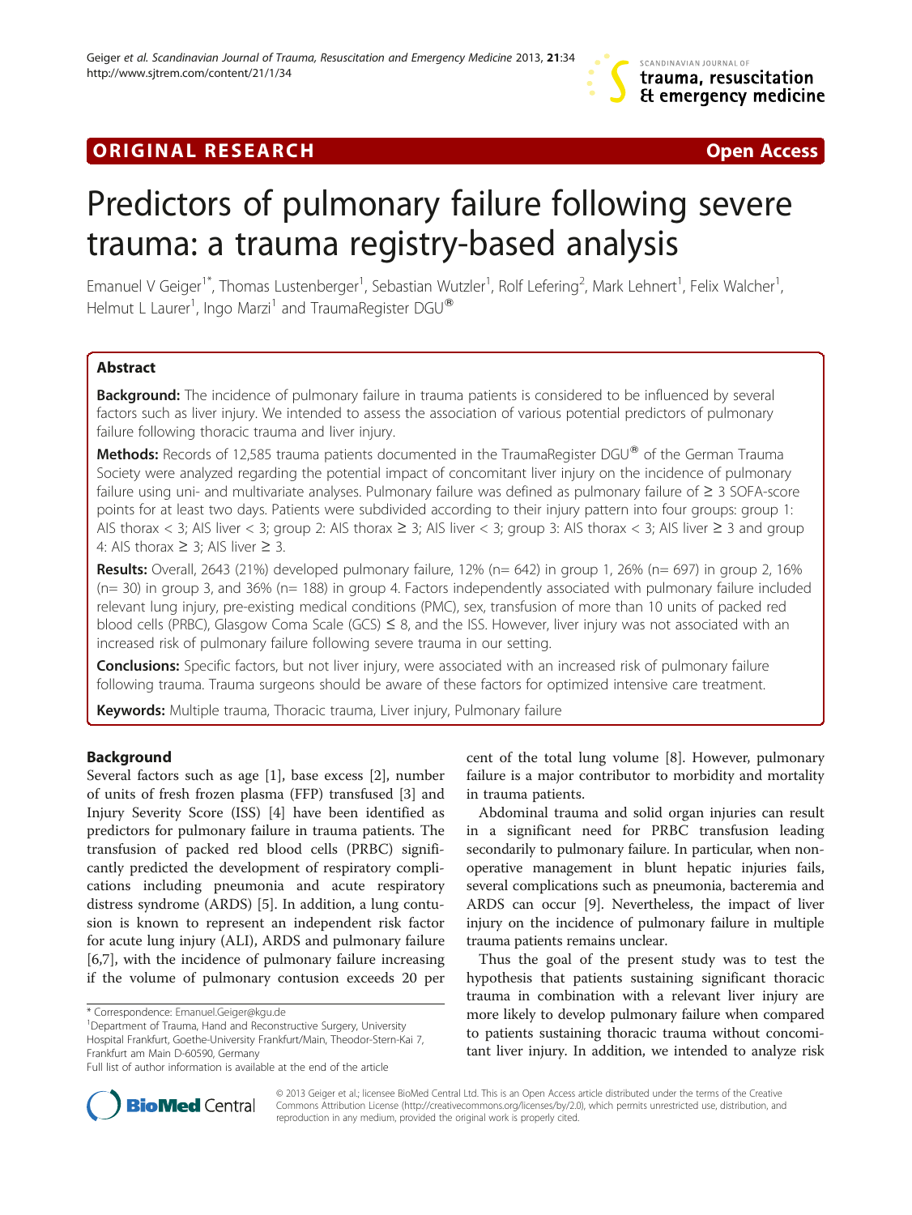**ORIGINAL RESEARCH** **Open Access**

# Predictors of pulmonary failure following severe trauma: a trauma registry-based analysis

Emanuel V Geiger[1*], Thomas Lustenberger[1], Sebastian Wutzler[1], Rolf Lefering[2], Mark Lehnert[1], Felix Walcher[1], Helmut L Laurer[1], Ingo Marzi[1] and TraumaRegister DGU®

## Abstract

**Background:** The incidence of pulmonary failure in trauma patients is considered to be influenced by several factors such as liver injury. We intended to assess the association of various potential predictors of pulmonary failure following thoracic trauma and liver injury.

**Methods:** Records of 12,585 trauma patients documented in the TraumaRegister DGU® of the German Trauma Society were analyzed regarding the potential impact of concomitant liver injury on the incidence of pulmonary failure using uni- and multivariate analyses. Pulmonary failure was defined as pulmonary failure of ≥ 3 SOFA-score points for at least two days. Patients were subdivided according to their injury pattern into four groups: group 1: AIS thorax < 3; AIS liver < 3; group 2: AIS thorax ≥ 3; AIS liver < 3; group 3: AIS thorax < 3; AIS liver ≥ 3 and group 4: AIS thorax ≥ 3; AIS liver ≥ 3.

**Results:** Overall, 2643 (21%) developed pulmonary failure, 12% (n= 642) in group 1, 26% (n= 697) in group 2, 16% (n= 30) in group 3, and 36% (n= 188) in group 4. Factors independently associated with pulmonary failure included relevant lung injury, pre-existing medical conditions (PMC), sex, transfusion of more than 10 units of packed red blood cells (PRBC), Glasgow Coma Scale (GCS) ≤ 8, and the ISS. However, liver injury was not associated with an increased risk of pulmonary failure following severe trauma in our setting.

**Conclusions:** Specific factors, but not liver injury, were associated with an increased risk of pulmonary failure following trauma. Trauma surgeons should be aware of these factors for optimized intensive care treatment.

**Keywords:** Multiple trauma, Thoracic trauma, Liver injury, Pulmonary failure

## Background

Several factors such as age [1], base excess [2], number of units of fresh frozen plasma (FFP) transfused [3] and Injury Severity Score (ISS) [4] have been identified as predictors for pulmonary failure in trauma patients. The transfusion of packed red blood cells (PRBC) significantly predicted the development of respiratory complications including pneumonia and acute respiratory distress syndrome (ARDS) [5]. In addition, a lung contusion is known to represent an independent risk factor for acute lung injury (ALI), ARDS and pulmonary failure [6,7], with the incidence of pulmonary failure increasing if the volume of pulmonary contusion exceeds 20 per cent of the total lung volume [8]. However, pulmonary failure is a major contributor to morbidity and mortality in trauma patients.

Abdominal trauma and solid organ injuries can result in a significant need for PRBC transfusion leading secondarily to pulmonary failure. In particular, when non-operative management in blunt hepatic injuries fails, several complications such as pneumonia, bacteremia and ARDS can occur [9]. Nevertheless, the impact of liver injury on the incidence of pulmonary failure in multiple trauma patients remains unclear.

Thus the goal of the present study was to test the hypothesis that patients sustaining significant thoracic trauma in combination with a relevant liver injury are more likely to develop pulmonary failure when compared to patients sustaining thoracic trauma without concomitant liver injury. In addition, we intended to analyze risk

* Correspondence: Emanuel.Geiger@kgu.de
[1]Department of Trauma, Hand and Reconstructive Surgery, University Hospital Frankfurt, Goethe-University Frankfurt/Main, Theodor-Stern-Kai 7, Frankfurt am Main D-60590, Germany
Full list of author information is available at the end of the article

© 2013 Geiger et al.; licensee BioMed Central Ltd. This is an Open Access article distributed under the terms of the Creative Commons Attribution License (http://creativecommons.org/licenses/by/2.0), which permits unrestricted use, distribution, and reproduction in any medium, provided the original work is properly cited.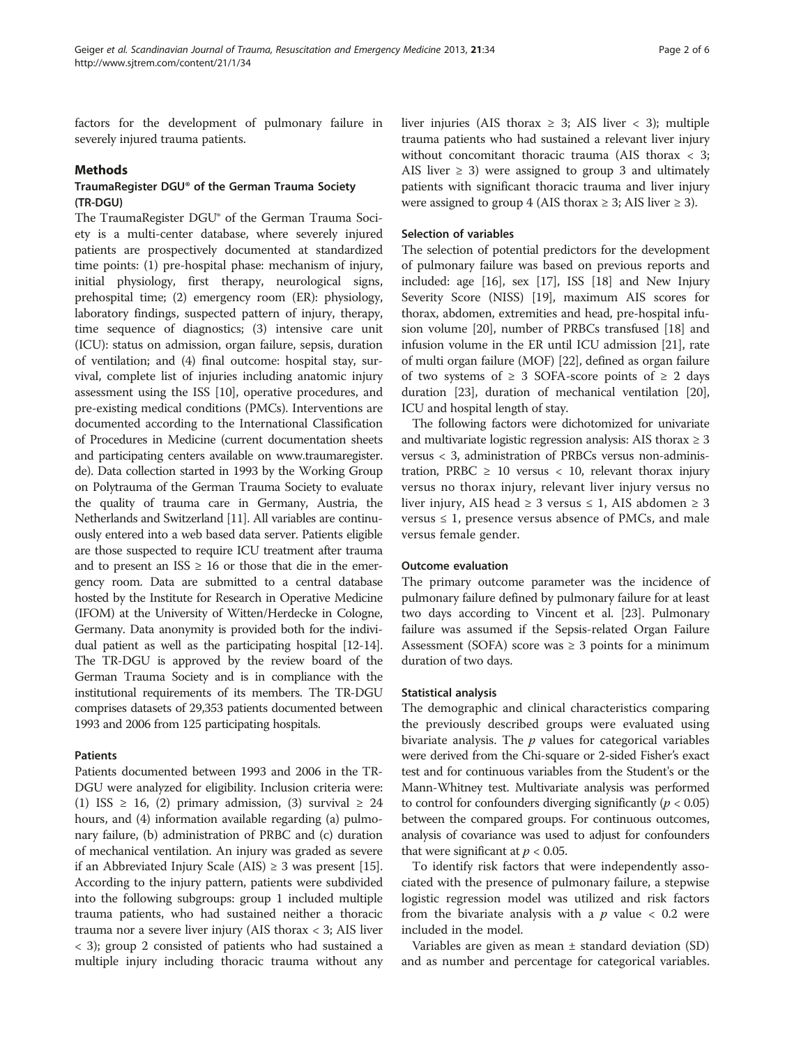factors for the development of pulmonary failure in severely injured trauma patients.

## Methods

### TraumaRegister DGU® of the German Trauma Society (TR-DGU)

The TraumaRegister DGU® of the German Trauma Society is a multi-center database, where severely injured patients are prospectively documented at standardized time points: (1) pre-hospital phase: mechanism of injury, initial physiology, first therapy, neurological signs, prehospital time; (2) emergency room (ER): physiology, laboratory findings, suspected pattern of injury, therapy, time sequence of diagnostics; (3) intensive care unit (ICU): status on admission, organ failure, sepsis, duration of ventilation; and (4) final outcome: hospital stay, survival, complete list of injuries including anatomic injury assessment using the ISS [10], operative procedures, and pre-existing medical conditions (PMCs). Interventions are documented according to the International Classification of Procedures in Medicine (current documentation sheets and participating centers available on www.traumaregister.de). Data collection started in 1993 by the Working Group on Polytrauma of the German Trauma Society to evaluate the quality of trauma care in Germany, Austria, the Netherlands and Switzerland [11]. All variables are continuously entered into a web based data server. Patients eligible are those suspected to require ICU treatment after trauma and to present an ISS ≥ 16 or those that die in the emergency room. Data are submitted to a central database hosted by the Institute for Research in Operative Medicine (IFOM) at the University of Witten/Herdecke in Cologne, Germany. Data anonymity is provided both for the individual patient as well as the participating hospital [12-14]. The TR-DGU is approved by the review board of the German Trauma Society and is in compliance with the institutional requirements of its members. The TR-DGU comprises datasets of 29,353 patients documented between 1993 and 2006 from 125 participating hospitals.

### Patients

Patients documented between 1993 and 2006 in the TR-DGU were analyzed for eligibility. Inclusion criteria were: (1) ISS ≥ 16, (2) primary admission, (3) survival ≥ 24 hours, and (4) information available regarding (a) pulmonary failure, (b) administration of PRBC and (c) duration of mechanical ventilation. An injury was graded as severe if an Abbreviated Injury Scale (AIS) ≥ 3 was present [15]. According to the injury pattern, patients were subdivided into the following subgroups: group 1 included multiple trauma patients, who had sustained neither a thoracic trauma nor a severe liver injury (AIS thorax < 3; AIS liver < 3); group 2 consisted of patients who had sustained a multiple injury including thoracic trauma without any liver injuries (AIS thorax ≥ 3; AIS liver < 3); multiple trauma patients who had sustained a relevant liver injury without concomitant thoracic trauma (AIS thorax < 3; AIS liver ≥ 3) were assigned to group 3 and ultimately patients with significant thoracic trauma and liver injury were assigned to group 4 (AIS thorax ≥ 3; AIS liver ≥ 3).

### Selection of variables

The selection of potential predictors for the development of pulmonary failure was based on previous reports and included: age [16], sex [17], ISS [18] and New Injury Severity Score (NISS) [19], maximum AIS scores for thorax, abdomen, extremities and head, pre-hospital infusion volume [20], number of PRBCs transfused [18] and infusion volume in the ER until ICU admission [21], rate of multi organ failure (MOF) [22], defined as organ failure of two systems of ≥ 3 SOFA-score points of ≥ 2 days duration [23], duration of mechanical ventilation [20], ICU and hospital length of stay.

The following factors were dichotomized for univariate and multivariate logistic regression analysis: AIS thorax ≥ 3 versus < 3, administration of PRBCs versus non-administration, PRBC ≥ 10 versus < 10, relevant thorax injury versus no thorax injury, relevant liver injury versus no liver injury, AIS head ≥ 3 versus ≤ 1, AIS abdomen ≥ 3 versus ≤ 1, presence versus absence of PMCs, and male versus female gender.

### Outcome evaluation

The primary outcome parameter was the incidence of pulmonary failure defined by pulmonary failure for at least two days according to Vincent et al. [23]. Pulmonary failure was assumed if the Sepsis-related Organ Failure Assessment (SOFA) score was ≥ 3 points for a minimum duration of two days.

### Statistical analysis

The demographic and clinical characteristics comparing the previously described groups were evaluated using bivariate analysis. The $p$ values for categorical variables were derived from the Chi-square or 2-sided Fisher's exact test and for continuous variables from the Student's or the Mann-Whitney test. Multivariate analysis was performed to control for confounders diverging significantly ($p < 0.05$) between the compared groups. For continuous outcomes, analysis of covariance was used to adjust for confounders that were significant at $p < 0.05$.

To identify risk factors that were independently associated with the presence of pulmonary failure, a stepwise logistic regression model was utilized and risk factors from the bivariate analysis with a $p$ value < 0.2 were included in the model.

Variables are given as mean ± standard deviation (SD) and as number and percentage for categorical variables.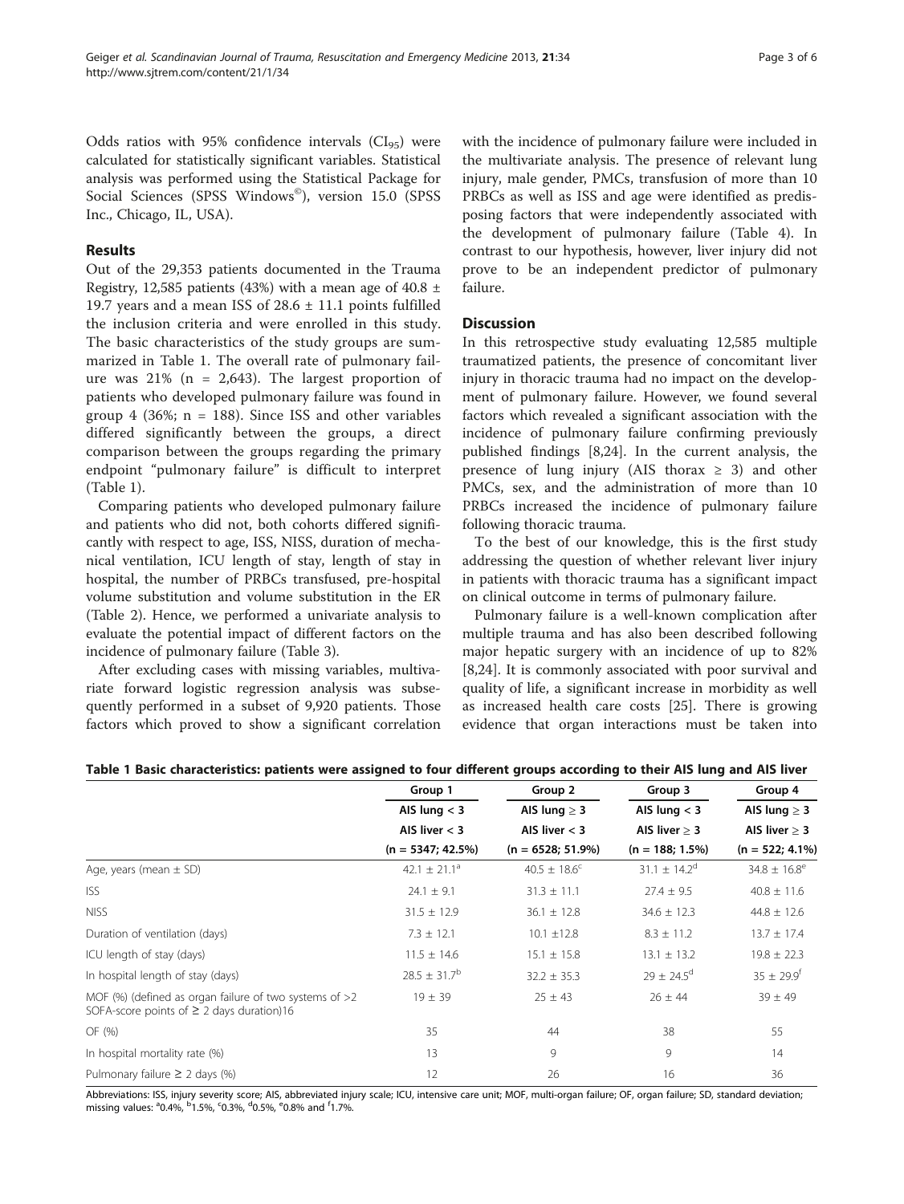Odds ratios with 95% confidence intervals ($CI_{95}$) were calculated for statistically significant variables. Statistical analysis was performed using the Statistical Package for Social Sciences (SPSS Windows©), version 15.0 (SPSS Inc., Chicago, IL, USA).

## Results

Out of the 29,353 patients documented in the Trauma Registry, 12,585 patients (43%) with a mean age of 40.8 ± 19.7 years and a mean ISS of 28.6 ± 11.1 points fulfilled the inclusion criteria and were enrolled in this study. The basic characteristics of the study groups are summarized in Table 1. The overall rate of pulmonary failure was 21% (n = 2,643). The largest proportion of patients who developed pulmonary failure was found in group 4 (36%; n = 188). Since ISS and other variables differed significantly between the groups, a direct comparison between the groups regarding the primary endpoint "pulmonary failure" is difficult to interpret (Table 1).

Comparing patients who developed pulmonary failure and patients who did not, both cohorts differed significantly with respect to age, ISS, NISS, duration of mechanical ventilation, ICU length of stay, length of stay in hospital, the number of PRBCs transfused, pre-hospital volume substitution and volume substitution in the ER (Table 2). Hence, we performed a univariate analysis to evaluate the potential impact of different factors on the incidence of pulmonary failure (Table 3).

After excluding cases with missing variables, multivariate forward logistic regression analysis was subsequently performed in a subset of 9,920 patients. Those factors which proved to show a significant correlation with the incidence of pulmonary failure were included in the multivariate analysis. The presence of relevant lung injury, male gender, PMCs, transfusion of more than 10 PRBCs as well as ISS and age were identified as predisposing factors that were independently associated with the development of pulmonary failure (Table 4). In contrast to our hypothesis, however, liver injury did not prove to be an independent predictor of pulmonary failure.

## Discussion

In this retrospective study evaluating 12,585 multiple traumatized patients, the presence of concomitant liver injury in thoracic trauma had no impact on the development of pulmonary failure. However, we found several factors which revealed a significant association with the incidence of pulmonary failure confirming previously published findings [8,24]. In the current analysis, the presence of lung injury (AIS thorax ≥ 3) and other PMCs, sex, and the administration of more than 10 PRBCs increased the incidence of pulmonary failure following thoracic trauma.

To the best of our knowledge, this is the first study addressing the question of whether relevant liver injury in patients with thoracic trauma has a significant impact on clinical outcome in terms of pulmonary failure.

Pulmonary failure is a well-known complication after multiple trauma and has also been described following major hepatic surgery with an incidence of up to 82% [8,24]. It is commonly associated with poor survival and quality of life, a significant increase in morbidity as well as increased health care costs [25]. There is growing evidence that organ interactions must be taken into

**Table 1 Basic characteristics: patients were assigned to four different groups according to their AIS lung and AIS liver**

| | Group 1 | Group 2 | Group 3 | Group 4 |
|---|---|---|---|---|
| | AIS lung < 3 | AIS lung ≥ 3 | AIS lung < 3 | AIS lung ≥ 3 |
| | AIS liver < 3 | AIS liver < 3 | AIS liver ≥ 3 | AIS liver ≥ 3 |
| | (n = 5347; 42.5%) | (n = 6528; 51.9%) | (n = 188; 1.5%) | (n = 522; 4.1%) |
| Age, years (mean ± SD) | 42.1 ± 21.1[a] | 40.5 ± 18.6[c] | 31.1 ± 14.2[d] | 34.8 ± 16.8[e] |
| ISS | 24.1 ± 9.1 | 31.3 ± 11.1 | 27.4 ± 9.5 | 40.8 ± 11.6 |
| NISS | 31.5 ± 12.9 | 36.1 ± 12.8 | 34.6 ± 12.3 | 44.8 ± 12.6 |
| Duration of ventilation (days) | 7.3 ± 12.1 | 10.1 ±12.8 | 8.3 ± 11.2 | 13.7 ± 17.4 |
| ICU length of stay (days) | 11.5 ± 14.6 | 15.1 ± 15.8 | 13.1 ± 13.2 | 19.8 ± 22.3 |
| In hospital length of stay (days) | 28.5 ± 31.7[b] | 32.2 ± 35.3 | 29 ± 24.5[d] | 35 ± 29.9[f] |
| MOF (%) (defined as organ failure of two systems of >2 SOFA-score points of ≥ 2 days duration)16 | 19 ± 39 | 25 ± 43 | 26 ± 44 | 39 ± 49 |
| OF (%) | 35 | 44 | 38 | 55 |
| In hospital mortality rate (%) | 13 | 9 | 9 | 14 |
| Pulmonary failure ≥ 2 days (%) | 12 | 26 | 16 | 36 |

Abbreviations: ISS, injury severity score; AIS, abbreviated injury scale; ICU, intensive care unit; MOF, multi-organ failure; OF, organ failure; SD, standard deviation; missing values: [a]0.4%, [b]1.5%, [c]0.3%, [d]0.5%, [e]0.8% and [f]1.7%.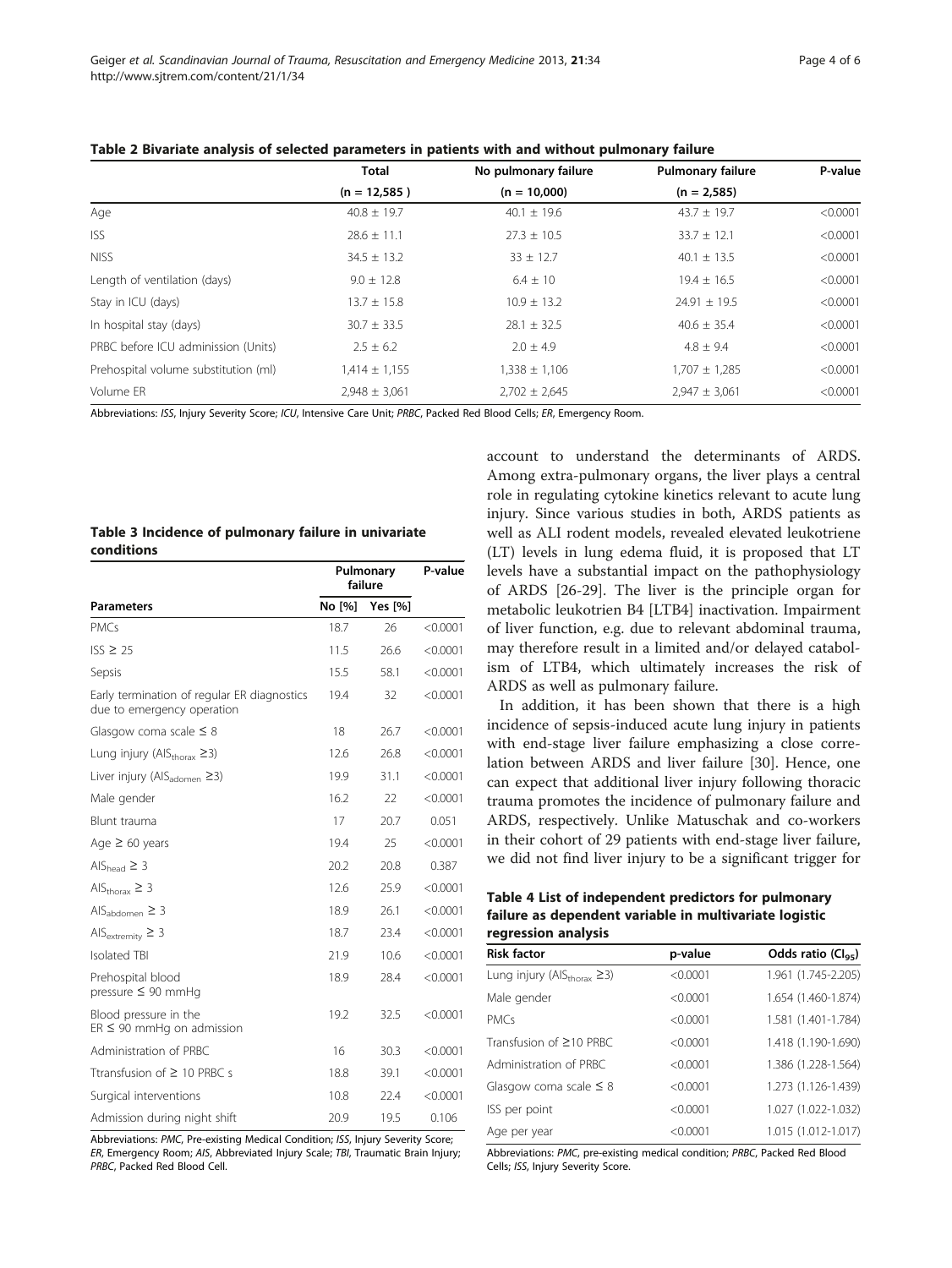**Table 2 Bivariate analysis of selected parameters in patients with and without pulmonary failure**

| | Total | No pulmonary failure | Pulmonary failure | P-value |
|---|---|---|---|---|
| | (n = 12,585 ) | (n = 10,000) | (n = 2,585) | |
| Age | 40.8 ± 19.7 | 40.1 ± 19.6 | 43.7 ± 19.7 | <0.0001 |
| ISS | 28.6 ± 11.1 | 27.3 ± 10.5 | 33.7 ± 12.1 | <0.0001 |
| NISS | 34.5 ± 13.2 | 33 ± 12.7 | 40.1 ± 13.5 | <0.0001 |
| Length of ventilation (days) | 9.0 ± 12.8 | 6.4 ± 10 | 19.4 ± 16.5 | <0.0001 |
| Stay in ICU (days) | 13.7 ± 15.8 | 10.9 ± 13.2 | 24.91 ± 19.5 | <0.0001 |
| In hospital stay (days) | 30.7 ± 33.5 | 28.1 ± 32.5 | 40.6 ± 35.4 | <0.0001 |
| PRBC before ICU admission (Units) | 2.5 ± 6.2 | 2.0 ± 4.9 | 4.8 ± 9.4 | <0.0001 |
| Prehospital volume substitution (ml) | 1,414 ± 1,155 | 1,338 ± 1,106 | 1,707 ± 1,285 | <0.0001 |
| Volume ER | 2,948 ± 3,061 | 2,702 ± 2,645 | 2,947 ± 3,061 | <0.0001 |

Abbreviations: *ISS*, Injury Severity Score; *ICU*, Intensive Care Unit; *PRBC*, Packed Red Blood Cells; *ER*, Emergency Room.

**Table 3 Incidence of pulmonary failure in univariate conditions**

| | Pulmonary failure | | P-value |
|---|---|---|---|
| **Parameters** | No [%] | Yes [%] | |
| PMCs | 18.7 | 26 | <0.0001 |
| ISS ≥ 25 | 11.5 | 26.6 | <0.0001 |
| Sepsis | 15.5 | 58.1 | <0.0001 |
| Early termination of regular ER diagnostics due to emergency operation | 19.4 | 32 | <0.0001 |
| Glasgow coma scale ≤ 8 | 18 | 26.7 | <0.0001 |
| Lung injury ($AIS_{thorax}$ ≥3) | 12.6 | 26.8 | <0.0001 |
| Liver injury ($AIS_{adomen}$ ≥3) | 19.9 | 31.1 | <0.0001 |
| Male gender | 16.2 | 22 | <0.0001 |
| Blunt trauma | 17 | 20.7 | 0.051 |
| Age ≥ 60 years | 19.4 | 25 | <0.0001 |
| $AIS_{head}$ ≥ 3 | 20.2 | 20.8 | 0.387 |
| $AIS_{thorax}$ ≥ 3 | 12.6 | 25.9 | <0.0001 |
| $AIS_{abdomen}$ ≥ 3 | 18.9 | 26.1 | <0.0001 |
| $AIS_{extremity}$ ≥ 3 | 18.7 | 23.4 | <0.0001 |
| Isolated TBI | 21.9 | 10.6 | <0.0001 |
| Prehospital blood pressure ≤ 90 mmHg | 18.9 | 28.4 | <0.0001 |
| Blood pressure in the ER ≤ 90 mmHg on admission | 19.2 | 32.5 | <0.0001 |
| Administration of PRBC | 16 | 30.3 | <0.0001 |
| Ttransfusion of ≥ 10 PRBC s | 18.8 | 39.1 | <0.0001 |
| Surgical interventions | 10.8 | 22.4 | <0.0001 |
| Admission during night shift | 20.9 | 19.5 | 0.106 |

Abbreviations: *PMC*, Pre-existing Medical Condition; *ISS*, Injury Severity Score; *ER*, Emergency Room; *AIS*, Abbreviated Injury Scale; *TBI*, Traumatic Brain Injury; *PRBC*, Packed Red Blood Cell.

account to understand the determinants of ARDS. Among extra-pulmonary organs, the liver plays a central role in regulating cytokine kinetics relevant to acute lung injury. Since various studies in both, ARDS patients as well as ALI rodent models, revealed elevated leukotriene (LT) levels in lung edema fluid, it is proposed that LT levels have a substantial impact on the pathophysiology of ARDS [26-29]. The liver is the principle organ for metabolic leukotrien B4 [LTB4] inactivation. Impairment of liver function, e.g. due to relevant abdominal trauma, may therefore result in a limited and/or delayed catabolism of LTB4, which ultimately increases the risk of ARDS as well as pulmonary failure.

In addition, it has been shown that there is a high incidence of sepsis-induced acute lung injury in patients with end-stage liver failure emphasizing a close correlation between ARDS and liver failure [30]. Hence, one can expect that additional liver injury following thoracic trauma promotes the incidence of pulmonary failure and ARDS, respectively. Unlike Matuschak and co-workers in their cohort of 29 patients with end-stage liver failure, we did not find liver injury to be a significant trigger for

**Table 4 List of independent predictors for pulmonary failure as dependent variable in multivariate logistic regression analysis**

| Risk factor | p-value | Odds ratio ($CI_{95}$) |
|---|---|---|
| Lung injury ($AIS_{thorax}$ ≥3) | <0.0001 | 1.961 (1.745-2.205) |
| Male gender | <0.0001 | 1.654 (1.460-1.874) |
| PMCs | <0.0001 | 1.581 (1.401-1.784) |
| Transfusion of ≥10 PRBC | <0.0001 | 1.418 (1.190-1.690) |
| Administration of PRBC | <0.0001 | 1.386 (1.228-1.564) |
| Glasgow coma scale ≤ 8 | <0.0001 | 1.273 (1.126-1.439) |
| ISS per point | <0.0001 | 1.027 (1.022-1.032) |
| Age per year | <0.0001 | 1.015 (1.012-1.017) |

Abbreviations: *PMC*, pre-existing medical condition; *PRBC*, Packed Red Blood Cells; *ISS*, Injury Severity Score.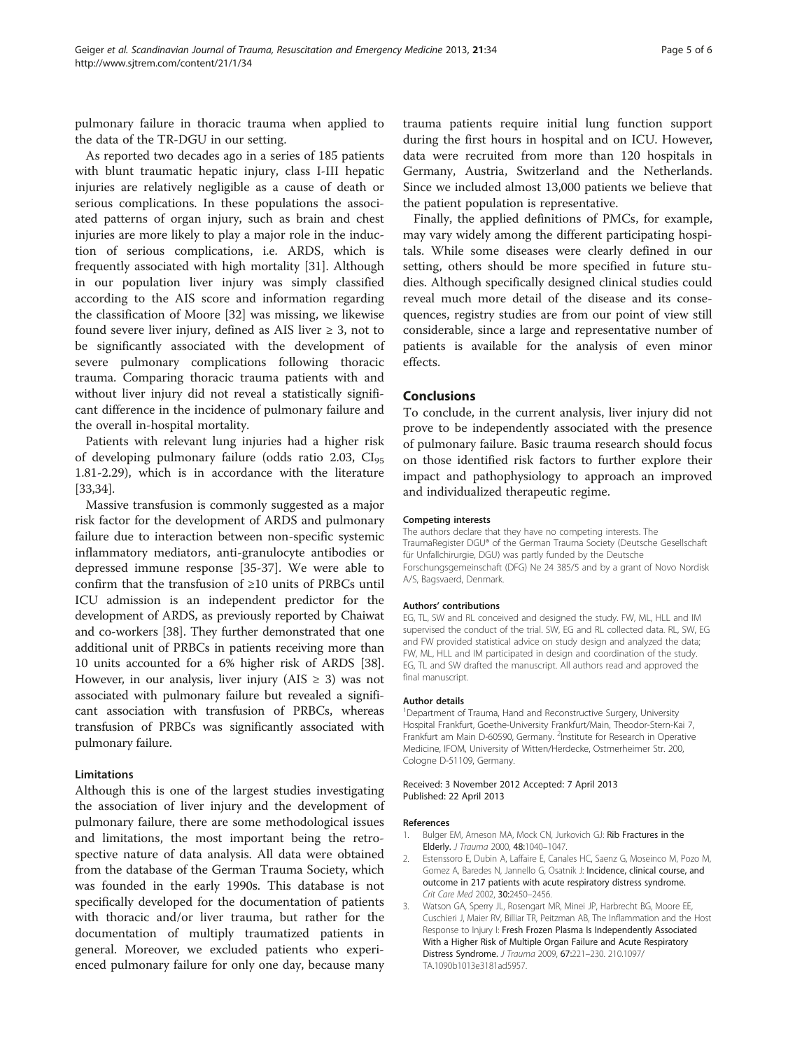pulmonary failure in thoracic trauma when applied to the data of the TR-DGU in our setting.

As reported two decades ago in a series of 185 patients with blunt traumatic hepatic injury, class I-III hepatic injuries are relatively negligible as a cause of death or serious complications. In these populations the associated patterns of organ injury, such as brain and chest injuries are more likely to play a major role in the induction of serious complications, i.e. ARDS, which is frequently associated with high mortality [31]. Although in our population liver injury was simply classified according to the AIS score and information regarding the classification of Moore [32] was missing, we likewise found severe liver injury, defined as AIS liver ≥ 3, not to be significantly associated with the development of severe pulmonary complications following thoracic trauma. Comparing thoracic trauma patients with and without liver injury did not reveal a statistically significant difference in the incidence of pulmonary failure and the overall in-hospital mortality.

Patients with relevant lung injuries had a higher risk of developing pulmonary failure (odds ratio 2.03, $CI_{95}$ 1.81-2.29), which is in accordance with the literature [33,34].

Massive transfusion is commonly suggested as a major risk factor for the development of ARDS and pulmonary failure due to interaction between non-specific systemic inflammatory mediators, anti-granulocyte antibodies or depressed immune response [35-37]. We were able to confirm that the transfusion of ≥10 units of PRBCs until ICU admission is an independent predictor for the development of ARDS, as previously reported by Chaiwat and co-workers [38]. They further demonstrated that one additional unit of PRBCs in patients receiving more than 10 units accounted for a 6% higher risk of ARDS [38]. However, in our analysis, liver injury (AIS ≥ 3) was not associated with pulmonary failure but revealed a significant association with transfusion of PRBCs, whereas transfusion of PRBCs was significantly associated with pulmonary failure.

### Limitations

Although this is one of the largest studies investigating the association of liver injury and the development of pulmonary failure, there are some methodological issues and limitations, the most important being the retrospective nature of data analysis. All data were obtained from the database of the German Trauma Society, which was founded in the early 1990s. This database is not specifically developed for the documentation of patients with thoracic and/or liver trauma, but rather for the documentation of multiply traumatized patients in general. Moreover, we excluded patients who experienced pulmonary failure for only one day, because many trauma patients require initial lung function support during the first hours in hospital and on ICU. However, data were recruited from more than 120 hospitals in Germany, Austria, Switzerland and the Netherlands. Since we included almost 13,000 patients we believe that the patient population is representative.

Finally, the applied definitions of PMCs, for example, may vary widely among the different participating hospitals. While some diseases were clearly defined in our setting, others should be more specified in future studies. Although specifically designed clinical studies could reveal much more detail of the disease and its consequences, registry studies are from our point of view still considerable, since a large and representative number of patients is available for the analysis of even minor effects.

## Conclusions

To conclude, in the current analysis, liver injury did not prove to be independently associated with the presence of pulmonary failure. Basic trauma research should focus on those identified risk factors to further explore their impact and pathophysiology to approach an improved and individualized therapeutic regime.

#### Competing interests

The authors declare that they have no competing interests. The TraumaRegister DGU® of the German Trauma Society (Deutsche Gesellschaft für Unfallchirurgie, DGU) was partly funded by the Deutsche Forschungsgemeinschaft (DFG) Ne 24 385/5 and by a grant of Novo Nordisk A/S, Bagsvaerd, Denmark.

#### Authors' contributions

EG, TL, SW and RL conceived and designed the study. FW, ML, HLL and IM supervised the conduct of the trial. SW, EG and RL collected data. RL, SW, EG and FW provided statistical advice on study design and analyzed the data; FW, ML, HLL and IM participated in design and coordination of the study. EG, TL and SW drafted the manuscript. All authors read and approved the final manuscript.

#### Author details

[1]Department of Trauma, Hand and Reconstructive Surgery, University Hospital Frankfurt, Goethe-University Frankfurt/Main, Theodor-Stern-Kai 7, Frankfurt am Main D-60590, Germany. [2]Institute for Research in Operative Medicine, IFOM, University of Witten/Herdecke, Ostmerheimer Str. 200, Cologne D-51109, Germany.

Received: 3 November 2012 Accepted: 7 April 2013
Published: 22 April 2013

#### References

1. Bulger EM, Arneson MA, Mock CN, Jurkovich GJ: **Rib Fractures in the Elderly.** *J Trauma* 2000, **48:**1040–1047.
2. Estenssoro E, Dubin A, Laffaire E, Canales HC, Saenz G, Moseinco M, Pozo M, Gomez A, Baredes N, Jannello G, Osatnik J: **Incidence, clinical course, and outcome in 217 patients with acute respiratory distress syndrome.** *Crit Care Med* 2002, **30:**2450–2456.
3. Watson GA, Sperry JL, Rosengart MR, Minei JP, Harbrecht BG, Moore EE, Cuschieri J, Maier RV, Billiar TR, Peitzman AB, The Inflammation and the Host Response to Injury I: **Fresh Frozen Plasma Is Independently Associated With a Higher Risk of Multiple Organ Failure and Acute Respiratory Distress Syndrome.** *J Trauma* 2009, **67:**221–230. 210.1097/TA.1090b1013e3181ad5957.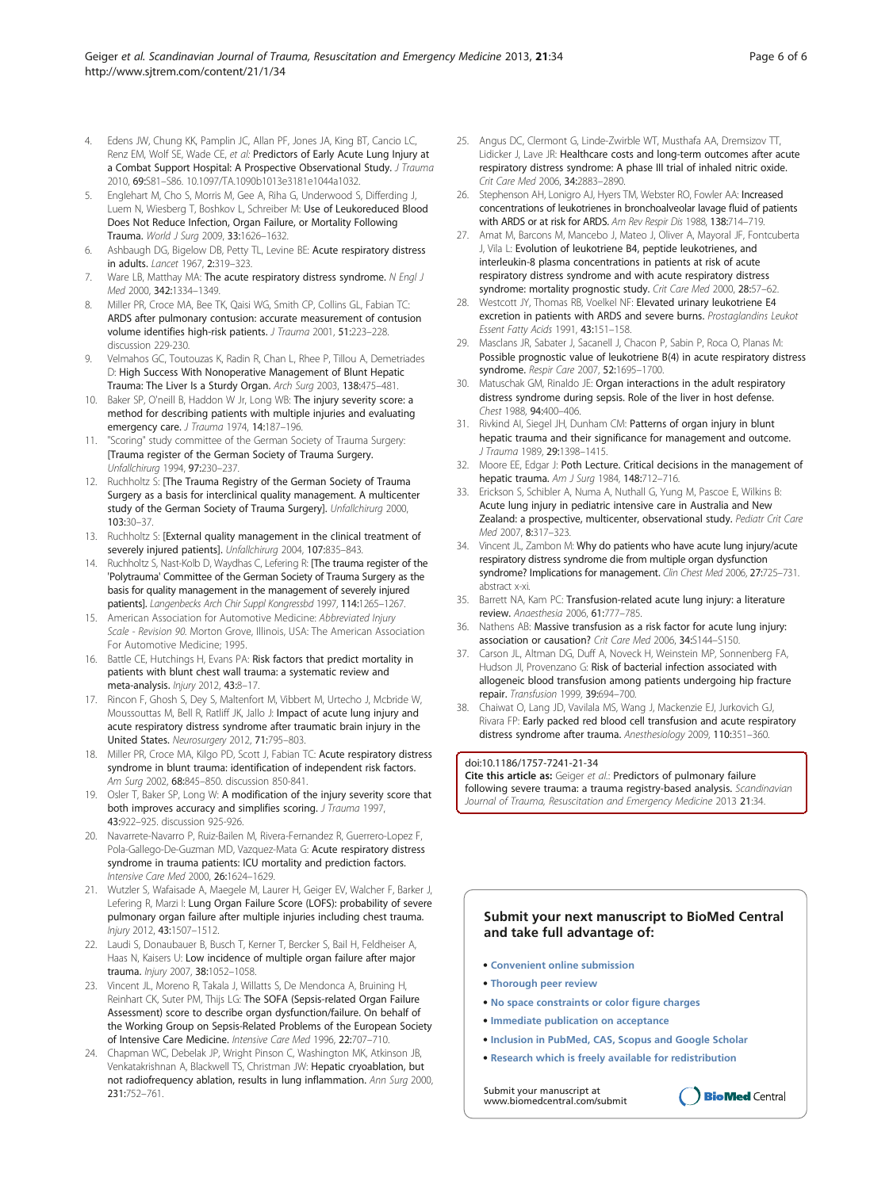4. Edens JW, Chung KK, Pamplin JC, Allan PF, Jones JA, King BT, Cancio LC, Renz EM, Wolf SE, Wade CE, *et al*: **Predictors of Early Acute Lung Injury at a Combat Support Hospital: A Prospective Observational Study.** *J Trauma* 2010, **69:**S81–S86. 10.1097/TA.1090b1013e3181e1044a1032.
5. Englehart M, Cho S, Morris M, Gee A, Riha G, Underwood S, Differding J, Luem N, Wiesberg T, Boshkov L, Schreiber M: **Use of Leukoreduced Blood Does Not Reduce Infection, Organ Failure, or Mortality Following Trauma.** *World J Surg* 2009, **33:**1626–1632.
6. Ashbaugh DG, Bigelow DB, Petty TL, Levine BE: **Acute respiratory distress in adults.** *Lancet* 1967, **2:**319–323.
7. Ware LB, Matthay MA: **The acute respiratory distress syndrome.** *N Engl J Med* 2000, **342:**1334–1349.
8. Miller PR, Croce MA, Bee TK, Qaisi WG, Smith CP, Collins GL, Fabian TC: **ARDS after pulmonary contusion: accurate measurement of contusion volume identifies high-risk patients.** *J Trauma* 2001, **51:**223–228. discussion 229-230.
9. Velmahos GC, Toutouzas K, Radin R, Chan L, Rhee P, Tillou A, Demetriades D: **High Success With Nonoperative Management of Blunt Hepatic Trauma: The Liver Is a Sturdy Organ.** *Arch Surg* 2003, **138:**475–481.
10. Baker SP, O'neill B, Haddon W Jr, Long WB: **The injury severity score: a method for describing patients with multiple injuries and evaluating emergency care.** *J Trauma* 1974, **14:**187–196.
11. "Scoring" study committee of the German Society of Trauma Surgery: **[Trauma register of the German Society of Trauma Surgery.** *Unfallchirurg* 1994, **97:**230–237.
12. Ruchholtz S: **[The Trauma Registry of the German Society of Trauma Surgery as a basis for interclinical quality management. A multicenter study of the German Society of Trauma Surgery].** *Unfallchirurg* 2000, **103:**30–37.
13. Ruchholtz S: **[External quality management in the clinical treatment of severely injured patients].** *Unfallchirurg* 2004, **107:**835–843.
14. Ruchholtz S, Nast-Kolb D, Waydhas C, Lefering R: **[The trauma register of the 'Polytrauma' Committee of the German Society of Trauma Surgery as the basis for quality management in the management of severely injured patients].** *Langenbecks Arch Chir Suppl Kongressbd* 1997, **114:**1265–1267.
15. American Association for Automotive Medicine: *Abbreviated Injury Scale - Revision 90.* Morton Grove, Illinois, USA: The American Association For Automotive Medicine; 1995.
16. Battle CE, Hutchings H, Evans PA: **Risk factors that predict mortality in patients with blunt chest wall trauma: a systematic review and meta-analysis.** *Injury* 2012, **43:**8–17.
17. Rincon F, Ghosh S, Dey S, Maltenfort M, Vibbert M, Urtecho J, Mcbride W, Moussouttas M, Bell R, Ratliff JK, Jallo J: **Impact of acute lung injury and acute respiratory distress syndrome after traumatic brain injury in the United States.** *Neurosurgery* 2012, **71:**795–803.
18. Miller PR, Croce MA, Kilgo PD, Scott J, Fabian TC: **Acute respiratory distress syndrome in blunt trauma: identification of independent risk factors.** *Am Surg* 2002, **68:**845–850. discussion 850-841.
19. Osler T, Baker SP, Long W: **A modification of the injury severity score that both improves accuracy and simplifies scoring.** *J Trauma* 1997, **43:**922–925. discussion 925-926.
20. Navarrete-Navarro P, Ruiz-Bailen M, Rivera-Fernandez R, Guerrero-Lopez F, Pola-Gallego-De-Guzman MD, Vazquez-Mata G: **Acute respiratory distress syndrome in trauma patients: ICU mortality and prediction factors.** *Intensive Care Med* 2000, **26:**1624–1629.
21. Wutzler S, Wafaisade A, Maegele M, Laurer H, Geiger EV, Walcher F, Barker J, Lefering R, Marzi I: **Lung Organ Failure Score (LOFS): probability of severe pulmonary organ failure after multiple injuries including chest trauma.** *Injury* 2012, **43:**1507–1512.
22. Laudi S, Donaubauer B, Busch T, Kerner T, Bercker S, Bail H, Feldheiser A, Haas N, Kaisers U: **Low incidence of multiple organ failure after major trauma.** *Injury* 2007, **38:**1052–1058.
23. Vincent JL, Moreno R, Takala J, Willatts S, De Mendonca A, Bruining H, Reinhart CK, Suter PM, Thijs LG: **The SOFA (Sepsis-related Organ Failure Assessment) score to describe organ dysfunction/failure. On behalf of the Working Group on Sepsis-Related Problems of the European Society of Intensive Care Medicine.** *Intensive Care Med* 1996, **22:**707–710.
24. Chapman WC, Debelak JP, Wright Pinson C, Washington MK, Atkinson JB, Venkatakrishnan A, Blackwell TS, Christman JW: **Hepatic cryoablation, but not radiofrequency ablation, results in lung inflammation.** *Ann Surg* 2000, **231:**752–761.
25. Angus DC, Clermont G, Linde-Zwirble WT, Musthafa AA, Dremsizov TT, Lidicker J, Lave JR: **Healthcare costs and long-term outcomes after acute respiratory distress syndrome: A phase III trial of inhaled nitric oxide.** *Crit Care Med* 2006, **34:**2883–2890.
26. Stephenson AH, Lonigro AJ, Hyers TM, Webster RO, Fowler AA: **Increased concentrations of leukotrienes in bronchoalveolar lavage fluid of patients with ARDS or at risk for ARDS.** *Am Rev Respir Dis* 1988, **138:**714–719.
27. Amat M, Barcons M, Mancebo J, Mateo J, Oliver A, Mayoral JF, Fontcuberta J, Vila L: **Evolution of leukotriene B4, peptide leukotrienes, and interleukin-8 plasma concentrations in patients at risk of acute respiratory distress syndrome and with acute respiratory distress syndrome: mortality prognostic study.** *Crit Care Med* 2000, **28:**57–62.
28. Westcott JY, Thomas RB, Voelkel NF: **Elevated urinary leukotriene E4 excretion in patients with ARDS and severe burns.** *Prostaglandins Leukot Essent Fatty Acids* 1991, **43:**151–158.
29. Masclans JR, Sabater J, Sacanell J, Chacon P, Sabin P, Roca O, Planas M: **Possible prognostic value of leukotriene B(4) in acute respiratory distress syndrome.** *Respir Care* 2007, **52:**1695–1700.
30. Matuschak GM, Rinaldo JE: **Organ interactions in the adult respiratory distress syndrome during sepsis. Role of the liver in host defense.** *Chest* 1988, **94:**400–406.
31. Rivkind AI, Siegel JH, Dunham CM: **Patterns of organ injury in blunt hepatic trauma and their significance for management and outcome.** *J Trauma* 1989, **29:**1398–1415.
32. Moore EE, Edgar J: **Poth Lecture. Critical decisions in the management of hepatic trauma.** *Am J Surg* 1984, **148:**712–716.
33. Erickson S, Schibler A, Numa A, Nuthall G, Yung M, Pascoe E, Wilkins B: **Acute lung injury in pediatric intensive care in Australia and New Zealand: a prospective, multicenter, observational study.** *Pediatr Crit Care Med* 2007, **8:**317–323.
34. Vincent JL, Zambon M: **Why do patients who have acute lung injury/acute respiratory distress syndrome die from multiple organ dysfunction syndrome? Implications for management.** *Clin Chest Med* 2006, **27:**725–731. abstract x-xi.
35. Barrett NA, Kam PC: **Transfusion-related acute lung injury: a literature review.** *Anaesthesia* 2006, **61:**777–785.
36. Nathens AB: **Massive transfusion as a risk factor for acute lung injury: association or causation?** *Crit Care Med* 2006, **34:**S144–S150.
37. Carson JL, Altman DG, Duff A, Noveck H, Weinstein MP, Sonnenberg FA, Hudson JI, Provenzano G: **Risk of bacterial infection associated with allogeneic blood transfusion among patients undergoing hip fracture repair.** *Transfusion* 1999, **39:**694–700.
38. Chaiwat O, Lang JD, Vavilala MS, Wang J, Mackenzie EJ, Jurkovich GJ, Rivara FP: **Early packed red blood cell transfusion and acute respiratory distress syndrome after trauma.** *Anesthesiology* 2009, **110:**351–360.

doi:10.1186/1757-7241-21-34
**Cite this article as:** Geiger *et al.*: Predictors of pulmonary failure following severe trauma: a trauma registry-based analysis. *Scandinavian Journal of Trauma, Resuscitation and Emergency Medicine* 2013 **21**:34.

**Submit your next manuscript to BioMed Central and take full advantage of:**

- **Convenient online submission**
- **Thorough peer review**
- **No space constraints or color figure charges**
- **Immediate publication on acceptance**
- **Inclusion in PubMed, CAS, Scopus and Google Scholar**
- **Research which is freely available for redistribution**

Submit your manuscript at
www.biomedcentral.com/submit

BioMed Central